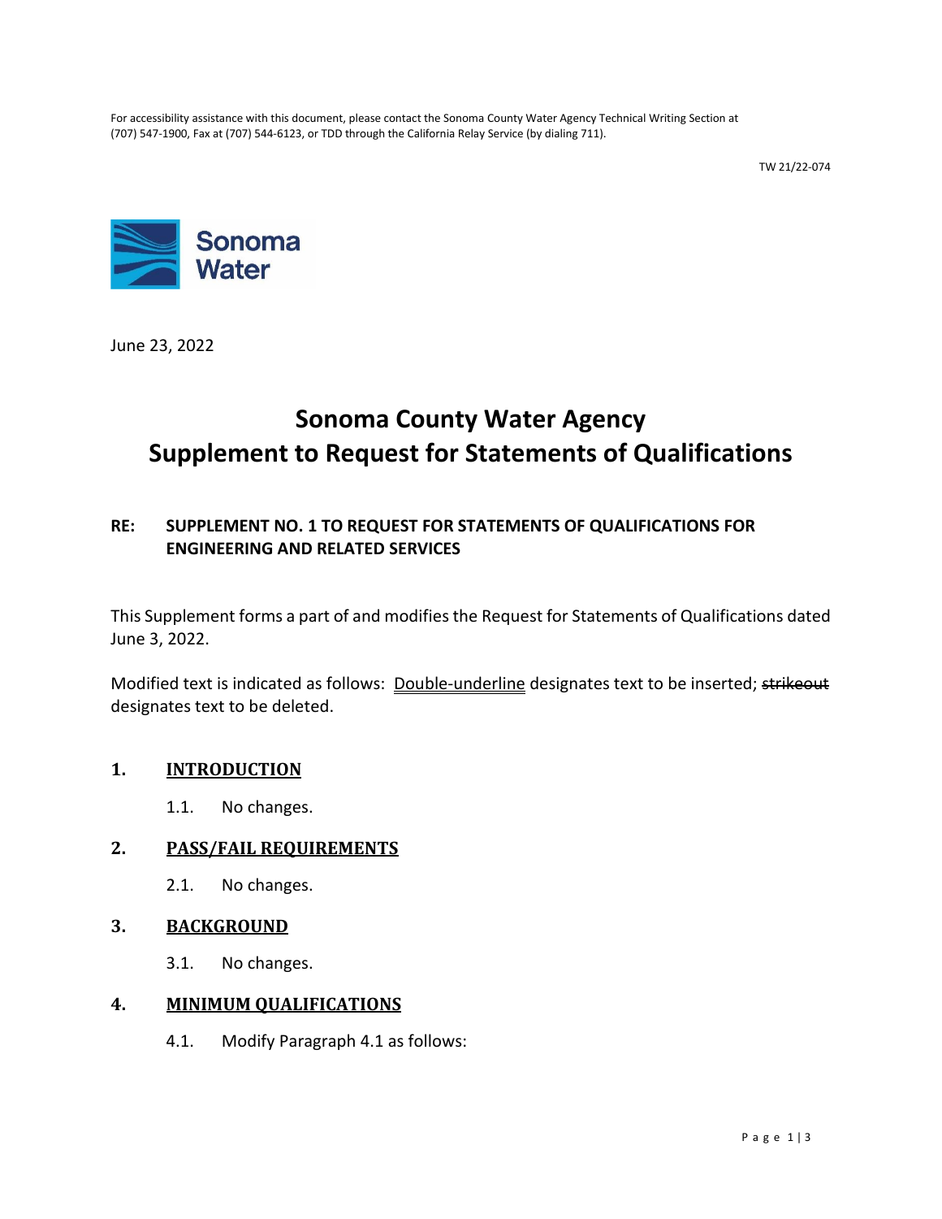For accessibility assistance with this document, please contact the Sonoma County Water Agency Technical Writing Section at (707) 547-1900, Fax at (707) 544-6123, or TDD through the California Relay Service (by dialing 711).

TW 21/22-074

Sonoma Water

June 23, 2022

# Sonoma County Water Agency
# Supplement to Request for Statements of Qualifications

**RE: SUPPLEMENT NO. 1 TO REQUEST FOR STATEMENTS OF QUALIFICATIONS FOR ENGINEERING AND RELATED SERVICES**

This Supplement forms a part of and modifies the Request for Statements of Qualifications dated June 3, 2022.

Modified text is indicated as follows: <u>Double-underline</u> designates text to be inserted; ~~strikeout~~ designates text to be deleted.

## 1. INTRODUCTION

1.1. No changes.

## 2. PASS/FAIL REQUIREMENTS

2.1. No changes.

## 3. BACKGROUND

3.1. No changes.

## 4. MINIMUM QUALIFICATIONS

4.1. Modify Paragraph 4.1 as follows: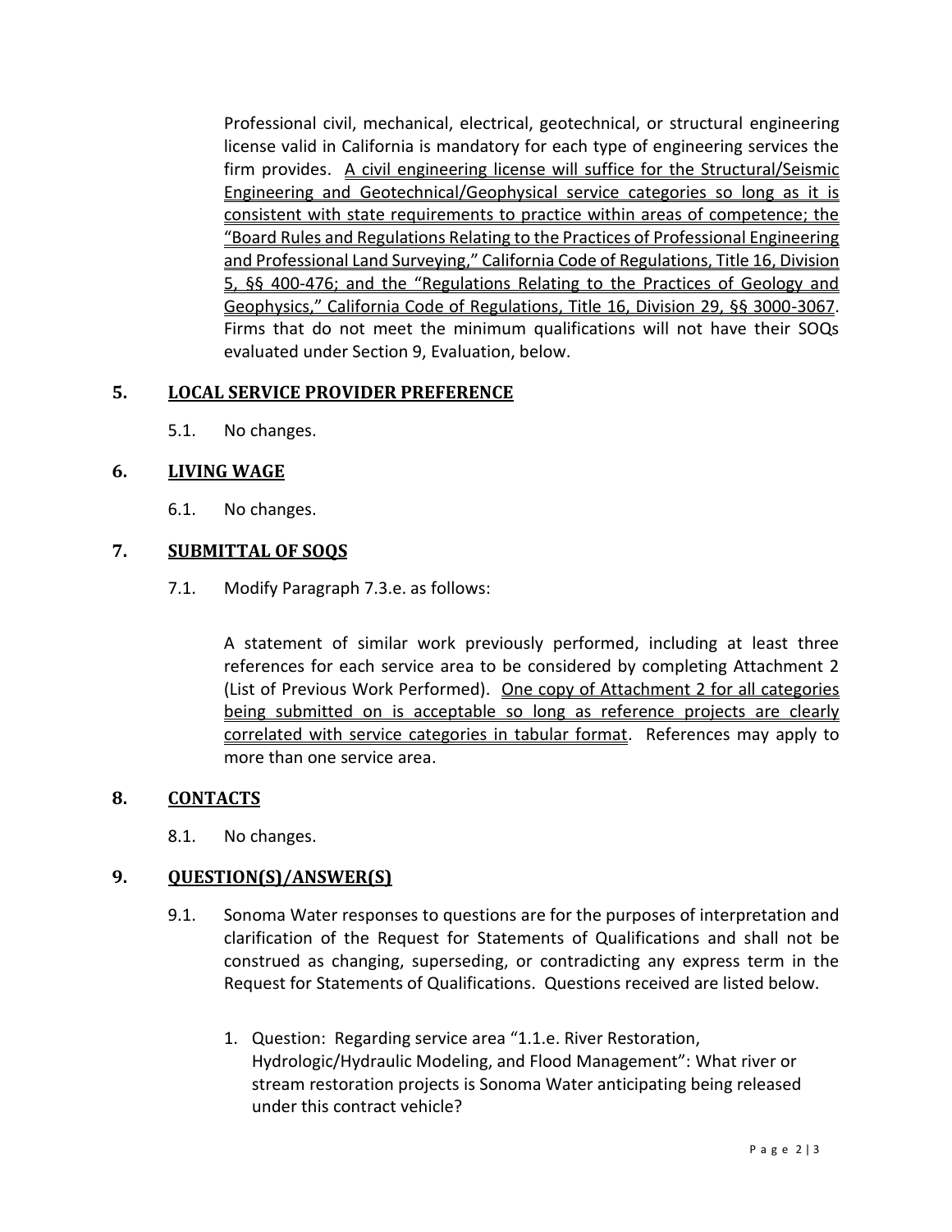Professional civil, mechanical, electrical, geotechnical, or structural engineering license valid in California is mandatory for each type of engineering services the firm provides. A civil engineering license will suffice for the Structural/Seismic Engineering and Geotechnical/Geophysical service categories so long as it is consistent with state requirements to practice within areas of competence; the "Board Rules and Regulations Relating to the Practices of Professional Engineering and Professional Land Surveying," California Code of Regulations, Title 16, Division 5, §§ 400-476; and the "Regulations Relating to the Practices of Geology and Geophysics," California Code of Regulations, Title 16, Division 29, §§ 3000-3067. Firms that do not meet the minimum qualifications will not have their SOQs evaluated under Section 9, Evaluation, below.

## 5. LOCAL SERVICE PROVIDER PREFERENCE

5.1. No changes.

## 6. LIVING WAGE

6.1. No changes.

## 7. SUBMITTAL OF SOQS

7.1. Modify Paragraph 7.3.e. as follows:

A statement of similar work previously performed, including at least three references for each service area to be considered by completing Attachment 2 (List of Previous Work Performed). One copy of Attachment 2 for all categories being submitted on is acceptable so long as reference projects are clearly correlated with service categories in tabular format. References may apply to more than one service area.

## 8. CONTACTS

8.1. No changes.

## 9. QUESTION(S)/ANSWER(S)

9.1. Sonoma Water responses to questions are for the purposes of interpretation and clarification of the Request for Statements of Qualifications and shall not be construed as changing, superseding, or contradicting any express term in the Request for Statements of Qualifications. Questions received are listed below.

1. Question: Regarding service area "1.1.e. River Restoration, Hydrologic/Hydraulic Modeling, and Flood Management": What river or stream restoration projects is Sonoma Water anticipating being released under this contract vehicle?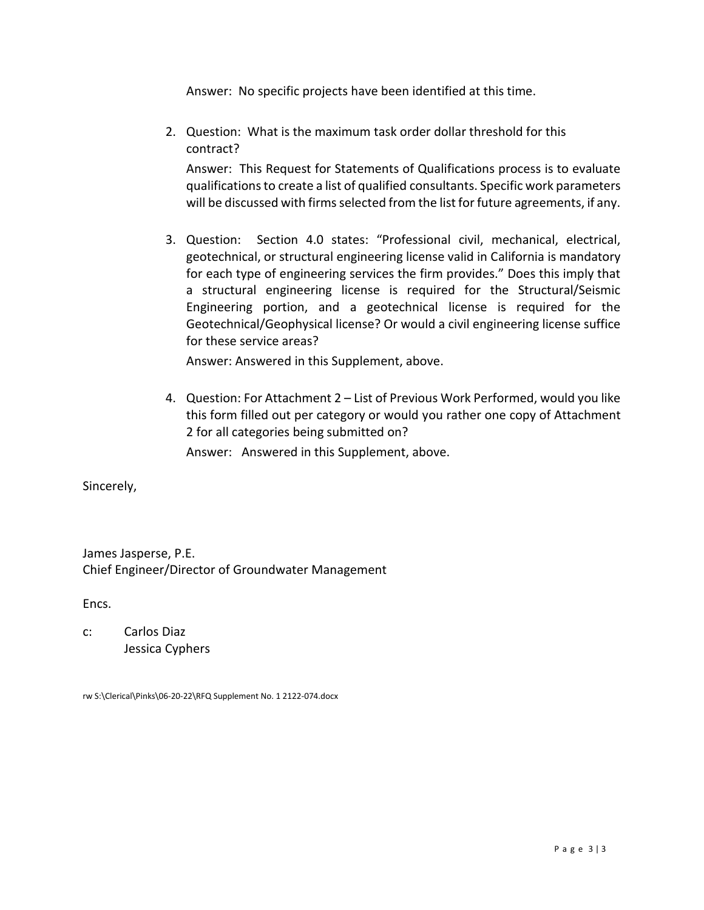Answer: No specific projects have been identified at this time.

2. Question: What is the maximum task order dollar threshold for this contract?

   Answer: This Request for Statements of Qualifications process is to evaluate qualifications to create a list of qualified consultants. Specific work parameters will be discussed with firms selected from the list for future agreements, if any.

3. Question: Section 4.0 states: "Professional civil, mechanical, electrical, geotechnical, or structural engineering license valid in California is mandatory for each type of engineering services the firm provides." Does this imply that a structural engineering license is required for the Structural/Seismic Engineering portion, and a geotechnical license is required for the Geotechnical/Geophysical license? Or would a civil engineering license suffice for these service areas?

   Answer: Answered in this Supplement, above.

4. Question: For Attachment 2 – List of Previous Work Performed, would you like this form filled out per category or would you rather one copy of Attachment 2 for all categories being submitted on?

   Answer: Answered in this Supplement, above.

Sincerely,

James Jasperse, P.E.
Chief Engineer/Director of Groundwater Management

Encs.

c: Carlos Diaz
Jessica Cyphers

rw S:\Clerical\Pinks\06-20-22\RFQ Supplement No. 1 2122-074.docx